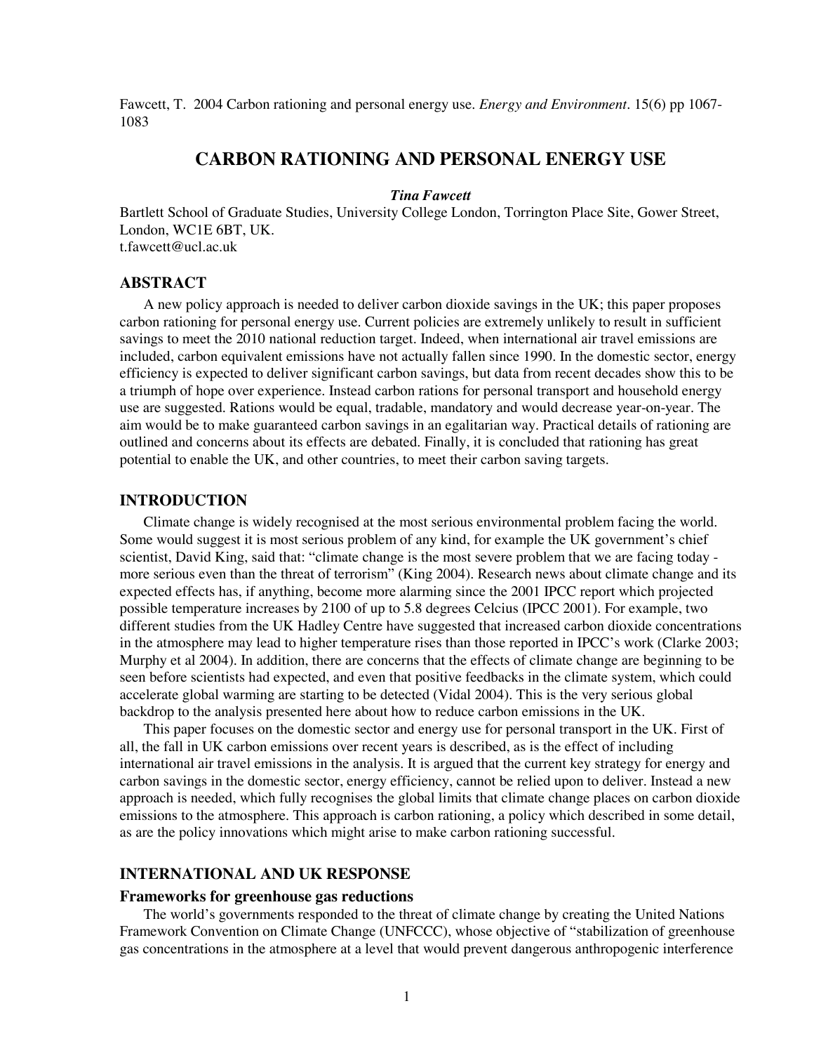Fawcett, T. 2004 Carbon rationing and personal energy use. *Energy and Environment*. 15(6) pp 1067-1083

# CARBON RATIONING AND PERSONAL ENERGY USE

***Tina Fawcett***

Bartlett School of Graduate Studies, University College London, Torrington Place Site, Gower Street, London, WC1E 6BT, UK.
t.fawcett@ucl.ac.uk

## ABSTRACT

A new policy approach is needed to deliver carbon dioxide savings in the UK; this paper proposes carbon rationing for personal energy use. Current policies are extremely unlikely to result in sufficient savings to meet the 2010 national reduction target. Indeed, when international air travel emissions are included, carbon equivalent emissions have not actually fallen since 1990. In the domestic sector, energy efficiency is expected to deliver significant carbon savings, but data from recent decades show this to be a triumph of hope over experience. Instead carbon rations for personal transport and household energy use are suggested. Rations would be equal, tradable, mandatory and would decrease year-on-year. The aim would be to make guaranteed carbon savings in an egalitarian way. Practical details of rationing are outlined and concerns about its effects are debated. Finally, it is concluded that rationing has great potential to enable the UK, and other countries, to meet their carbon saving targets.

## INTRODUCTION

Climate change is widely recognised at the most serious environmental problem facing the world. Some would suggest it is most serious problem of any kind, for example the UK government's chief scientist, David King, said that: "climate change is the most severe problem that we are facing today - more serious even than the threat of terrorism" (King 2004). Research news about climate change and its expected effects has, if anything, become more alarming since the 2001 IPCC report which projected possible temperature increases by 2100 of up to 5.8 degrees Celcius (IPCC 2001). For example, two different studies from the UK Hadley Centre have suggested that increased carbon dioxide concentrations in the atmosphere may lead to higher temperature rises than those reported in IPCC's work (Clarke 2003; Murphy et al 2004). In addition, there are concerns that the effects of climate change are beginning to be seen before scientists had expected, and even that positive feedbacks in the climate system, which could accelerate global warming are starting to be detected (Vidal 2004). This is the very serious global backdrop to the analysis presented here about how to reduce carbon emissions in the UK.

This paper focuses on the domestic sector and energy use for personal transport in the UK. First of all, the fall in UK carbon emissions over recent years is described, as is the effect of including international air travel emissions in the analysis. It is argued that the current key strategy for energy and carbon savings in the domestic sector, energy efficiency, cannot be relied upon to deliver. Instead a new approach is needed, which fully recognises the global limits that climate change places on carbon dioxide emissions to the atmosphere. This approach is carbon rationing, a policy which described in some detail, as are the policy innovations which might arise to make carbon rationing successful.

## INTERNATIONAL AND UK RESPONSE

### Frameworks for greenhouse gas reductions

The world's governments responded to the threat of climate change by creating the United Nations Framework Convention on Climate Change (UNFCCC), whose objective of "stabilization of greenhouse gas concentrations in the atmosphere at a level that would prevent dangerous anthropogenic interference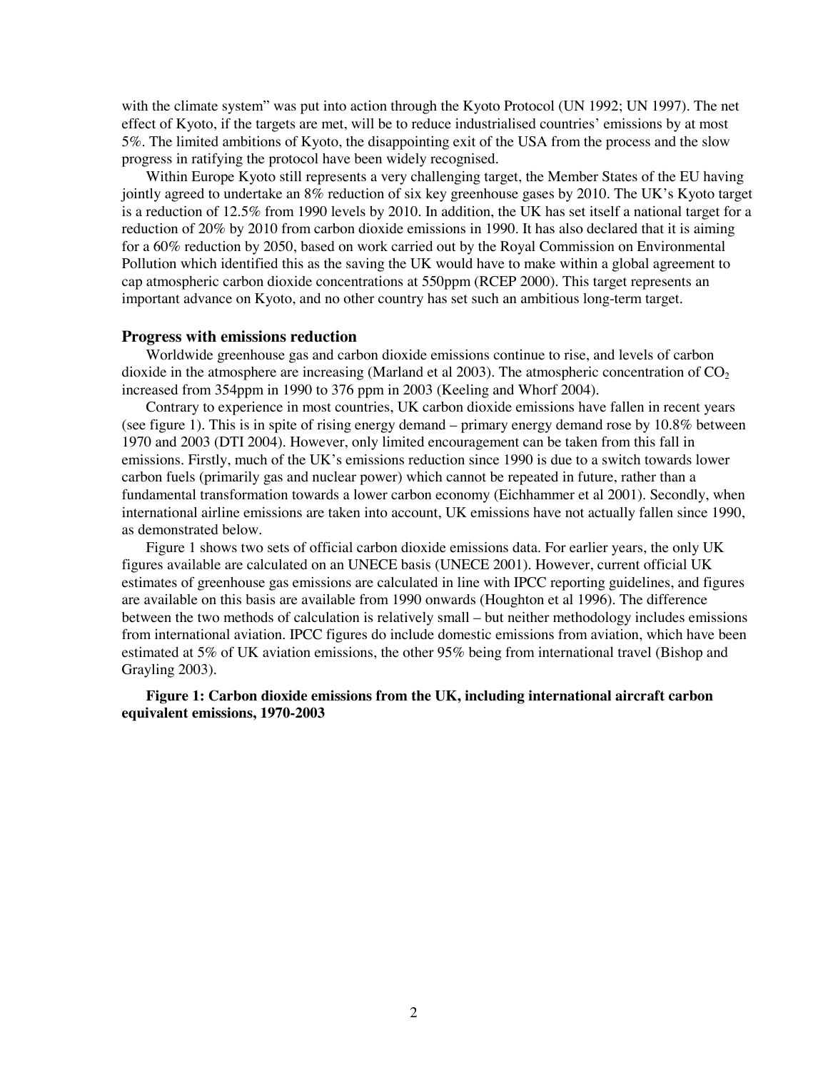with the climate system" was put into action through the Kyoto Protocol (UN 1992; UN 1997). The net effect of Kyoto, if the targets are met, will be to reduce industrialised countries' emissions by at most 5%. The limited ambitions of Kyoto, the disappointing exit of the USA from the process and the slow progress in ratifying the protocol have been widely recognised.

Within Europe Kyoto still represents a very challenging target, the Member States of the EU having jointly agreed to undertake an 8% reduction of six key greenhouse gases by 2010. The UK's Kyoto target is a reduction of 12.5% from 1990 levels by 2010. In addition, the UK has set itself a national target for a reduction of 20% by 2010 from carbon dioxide emissions in 1990. It has also declared that it is aiming for a 60% reduction by 2050, based on work carried out by the Royal Commission on Environmental Pollution which identified this as the saving the UK would have to make within a global agreement to cap atmospheric carbon dioxide concentrations at 550ppm (RCEP 2000). This target represents an important advance on Kyoto, and no other country has set such an ambitious long-term target.

## Progress with emissions reduction

Worldwide greenhouse gas and carbon dioxide emissions continue to rise, and levels of carbon dioxide in the atmosphere are increasing (Marland et al 2003). The atmospheric concentration of $CO_2$ increased from 354ppm in 1990 to 376 ppm in 2003 (Keeling and Whorf 2004).

Contrary to experience in most countries, UK carbon dioxide emissions have fallen in recent years (see figure 1). This is in spite of rising energy demand – primary energy demand rose by 10.8% between 1970 and 2003 (DTI 2004). However, only limited encouragement can be taken from this fall in emissions. Firstly, much of the UK's emissions reduction since 1990 is due to a switch towards lower carbon fuels (primarily gas and nuclear power) which cannot be repeated in future, rather than a fundamental transformation towards a lower carbon economy (Eichhammer et al 2001). Secondly, when international airline emissions are taken into account, UK emissions have not actually fallen since 1990, as demonstrated below.

Figure 1 shows two sets of official carbon dioxide emissions data. For earlier years, the only UK figures available are calculated on an UNECE basis (UNECE 2001). However, current official UK estimates of greenhouse gas emissions are calculated in line with IPCC reporting guidelines, and figures are available on this basis are available from 1990 onwards (Houghton et al 1996). The difference between the two methods of calculation is relatively small – but neither methodology includes emissions from international aviation. IPCC figures do include domestic emissions from aviation, which have been estimated at 5% of UK aviation emissions, the other 95% being from international travel (Bishop and Grayling 2003).

**Figure 1: Carbon dioxide emissions from the UK, including international aircraft carbon equivalent emissions, 1970-2003**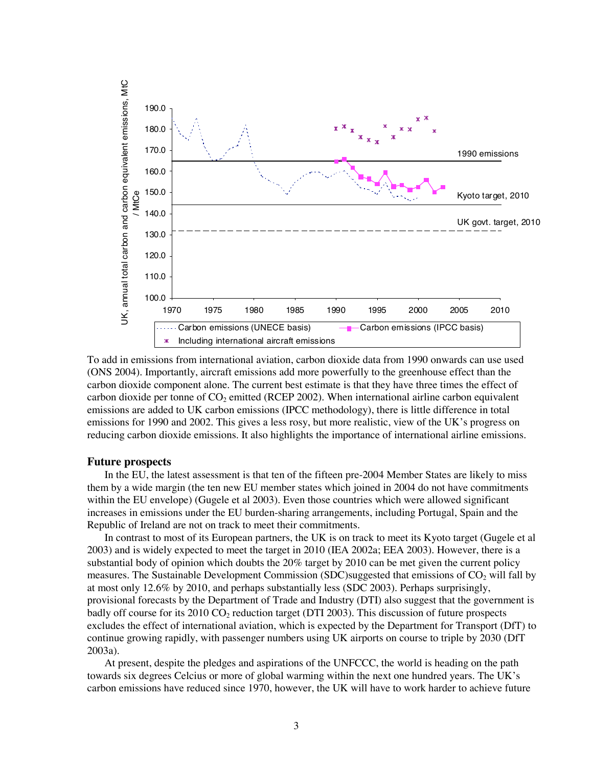To add in emissions from international aviation, carbon dioxide data from 1990 onwards can use used (ONS 2004). Importantly, aircraft emissions add more powerfully to the greenhouse effect than the carbon dioxide component alone. The current best estimate is that they have three times the effect of carbon dioxide per tonne of $CO_2$ emitted (RCEP 2002). When international airline carbon equivalent emissions are added to UK carbon emissions (IPCC methodology), there is little difference in total emissions for 1990 and 2002. This gives a less rosy, but more realistic, view of the UK's progress on reducing carbon dioxide emissions. It also highlights the importance of international airline emissions.

## Future prospects

In the EU, the latest assessment is that ten of the fifteen pre-2004 Member States are likely to miss them by a wide margin (the ten new EU member states which joined in 2004 do not have commitments within the EU envelope) (Gugele et al 2003). Even those countries which were allowed significant increases in emissions under the EU burden-sharing arrangements, including Portugal, Spain and the Republic of Ireland are not on track to meet their commitments.

In contrast to most of its European partners, the UK is on track to meet its Kyoto target (Gugele et al 2003) and is widely expected to meet the target in 2010 (IEA 2002a; EEA 2003). However, there is a substantial body of opinion which doubts the 20% target by 2010 can be met given the current policy measures. The Sustainable Development Commission (SDC)suggested that emissions of $CO_2$ will fall by at most only 12.6% by 2010, and perhaps substantially less (SDC 2003). Perhaps surprisingly, provisional forecasts by the Department of Trade and Industry (DTI) also suggest that the government is badly off course for its 2010 $CO_2$ reduction target (DTI 2003). This discussion of future prospects excludes the effect of international aviation, which is expected by the Department for Transport (DfT) to continue growing rapidly, with passenger numbers using UK airports on course to triple by 2030 (DfT 2003a).

At present, despite the pledges and aspirations of the UNFCCC, the world is heading on the path towards six degrees Celcius or more of global warming within the next one hundred years. The UK's carbon emissions have reduced since 1970, however, the UK will have to work harder to achieve future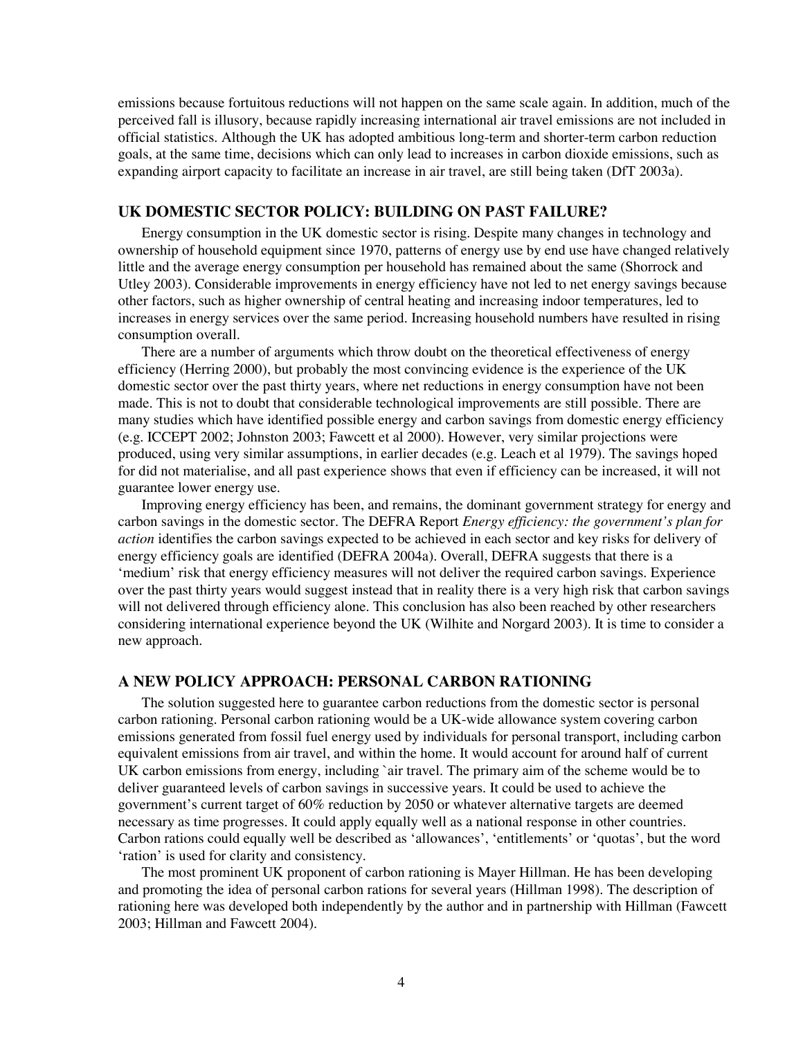emissions because fortuitous reductions will not happen on the same scale again. In addition, much of the perceived fall is illusory, because rapidly increasing international air travel emissions are not included in official statistics. Although the UK has adopted ambitious long-term and shorter-term carbon reduction goals, at the same time, decisions which can only lead to increases in carbon dioxide emissions, such as expanding airport capacity to facilitate an increase in air travel, are still being taken (DfT 2003a).

## UK DOMESTIC SECTOR POLICY: BUILDING ON PAST FAILURE?

Energy consumption in the UK domestic sector is rising. Despite many changes in technology and ownership of household equipment since 1970, patterns of energy use by end use have changed relatively little and the average energy consumption per household has remained about the same (Shorrock and Utley 2003). Considerable improvements in energy efficiency have not led to net energy savings because other factors, such as higher ownership of central heating and increasing indoor temperatures, led to increases in energy services over the same period. Increasing household numbers have resulted in rising consumption overall.

There are a number of arguments which throw doubt on the theoretical effectiveness of energy efficiency (Herring 2000), but probably the most convincing evidence is the experience of the UK domestic sector over the past thirty years, where net reductions in energy consumption have not been made. This is not to doubt that considerable technological improvements are still possible. There are many studies which have identified possible energy and carbon savings from domestic energy efficiency (e.g. ICCEPT 2002; Johnston 2003; Fawcett et al 2000). However, very similar projections were produced, using very similar assumptions, in earlier decades (e.g. Leach et al 1979). The savings hoped for did not materialise, and all past experience shows that even if efficiency can be increased, it will not guarantee lower energy use.

Improving energy efficiency has been, and remains, the dominant government strategy for energy and carbon savings in the domestic sector. The DEFRA Report *Energy efficiency: the government's plan for action* identifies the carbon savings expected to be achieved in each sector and key risks for delivery of energy efficiency goals are identified (DEFRA 2004a). Overall, DEFRA suggests that there is a 'medium' risk that energy efficiency measures will not deliver the required carbon savings. Experience over the past thirty years would suggest instead that in reality there is a very high risk that carbon savings will not delivered through efficiency alone. This conclusion has also been reached by other researchers considering international experience beyond the UK (Wilhite and Norgard 2003). It is time to consider a new approach.

## A NEW POLICY APPROACH: PERSONAL CARBON RATIONING

The solution suggested here to guarantee carbon reductions from the domestic sector is personal carbon rationing. Personal carbon rationing would be a UK-wide allowance system covering carbon emissions generated from fossil fuel energy used by individuals for personal transport, including carbon equivalent emissions from air travel, and within the home. It would account for around half of current UK carbon emissions from energy, including `air travel. The primary aim of the scheme would be to deliver guaranteed levels of carbon savings in successive years. It could be used to achieve the government's current target of 60% reduction by 2050 or whatever alternative targets are deemed necessary as time progresses. It could apply equally well as a national response in other countries. Carbon rations could equally well be described as 'allowances', 'entitlements' or 'quotas', but the word 'ration' is used for clarity and consistency.

The most prominent UK proponent of carbon rationing is Mayer Hillman. He has been developing and promoting the idea of personal carbon rations for several years (Hillman 1998). The description of rationing here was developed both independently by the author and in partnership with Hillman (Fawcett 2003; Hillman and Fawcett 2004).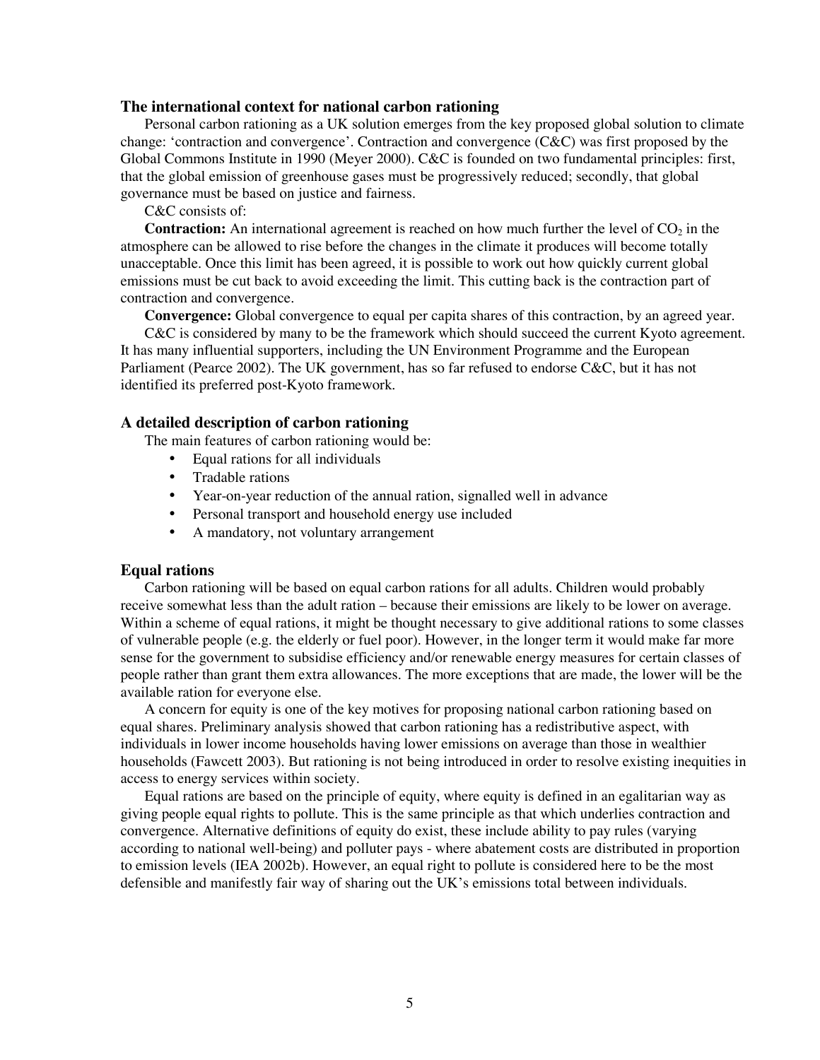### The international context for national carbon rationing

Personal carbon rationing as a UK solution emerges from the key proposed global solution to climate change: 'contraction and convergence'. Contraction and convergence (C&C) was first proposed by the Global Commons Institute in 1990 (Meyer 2000). C&C is founded on two fundamental principles: first, that the global emission of greenhouse gases must be progressively reduced; secondly, that global governance must be based on justice and fairness.

C&C consists of:

**Contraction:** An international agreement is reached on how much further the level of $CO_2$ in the atmosphere can be allowed to rise before the changes in the climate it produces will become totally unacceptable. Once this limit has been agreed, it is possible to work out how quickly current global emissions must be cut back to avoid exceeding the limit. This cutting back is the contraction part of contraction and convergence.

**Convergence:** Global convergence to equal per capita shares of this contraction, by an agreed year.

C&C is considered by many to be the framework which should succeed the current Kyoto agreement. It has many influential supporters, including the UN Environment Programme and the European Parliament (Pearce 2002). The UK government, has so far refused to endorse C&C, but it has not identified its preferred post-Kyoto framework.

### A detailed description of carbon rationing

The main features of carbon rationing would be:

- Equal rations for all individuals
- Tradable rations
- Year-on-year reduction of the annual ration, signalled well in advance
- Personal transport and household energy use included
- A mandatory, not voluntary arrangement

### Equal rations

Carbon rationing will be based on equal carbon rations for all adults. Children would probably receive somewhat less than the adult ration – because their emissions are likely to be lower on average. Within a scheme of equal rations, it might be thought necessary to give additional rations to some classes of vulnerable people (e.g. the elderly or fuel poor). However, in the longer term it would make far more sense for the government to subsidise efficiency and/or renewable energy measures for certain classes of people rather than grant them extra allowances. The more exceptions that are made, the lower will be the available ration for everyone else.

A concern for equity is one of the key motives for proposing national carbon rationing based on equal shares. Preliminary analysis showed that carbon rationing has a redistributive aspect, with individuals in lower income households having lower emissions on average than those in wealthier households (Fawcett 2003). But rationing is not being introduced in order to resolve existing inequities in access to energy services within society.

Equal rations are based on the principle of equity, where equity is defined in an egalitarian way as giving people equal rights to pollute. This is the same principle as that which underlies contraction and convergence. Alternative definitions of equity do exist, these include ability to pay rules (varying according to national well-being) and polluter pays - where abatement costs are distributed in proportion to emission levels (IEA 2002b). However, an equal right to pollute is considered here to be the most defensible and manifestly fair way of sharing out the UK's emissions total between individuals.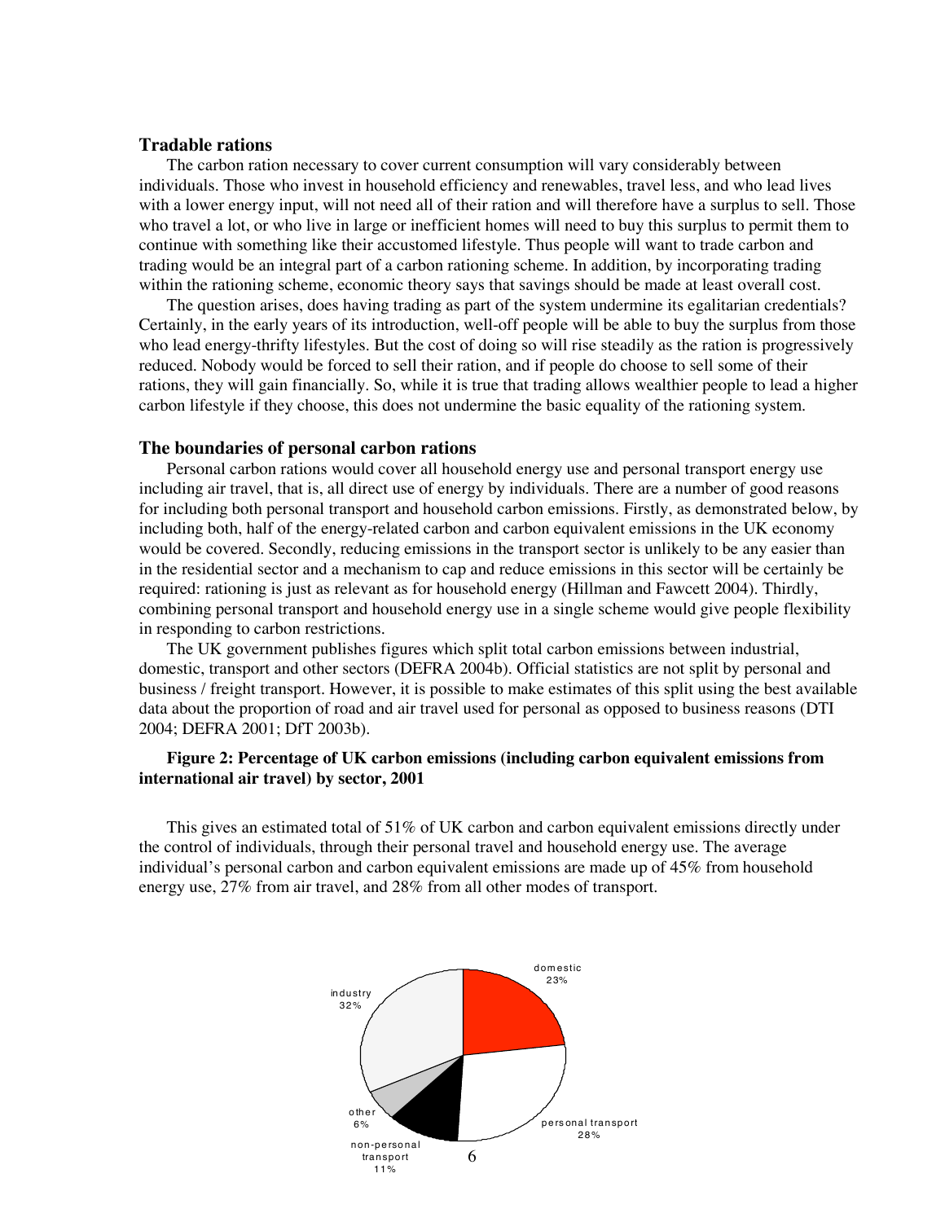### Tradable rations

The carbon ration necessary to cover current consumption will vary considerably between individuals. Those who invest in household efficiency and renewables, travel less, and who lead lives with a lower energy input, will not need all of their ration and will therefore have a surplus to sell. Those who travel a lot, or who live in large or inefficient homes will need to buy this surplus to permit them to continue with something like their accustomed lifestyle. Thus people will want to trade carbon and trading would be an integral part of a carbon rationing scheme. In addition, by incorporating trading within the rationing scheme, economic theory says that savings should be made at least overall cost.

The question arises, does having trading as part of the system undermine its egalitarian credentials? Certainly, in the early years of its introduction, well-off people will be able to buy the surplus from those who lead energy-thrifty lifestyles. But the cost of doing so will rise steadily as the ration is progressively reduced. Nobody would be forced to sell their ration, and if people do choose to sell some of their rations, they will gain financially. So, while it is true that trading allows wealthier people to lead a higher carbon lifestyle if they choose, this does not undermine the basic equality of the rationing system.

### The boundaries of personal carbon rations

Personal carbon rations would cover all household energy use and personal transport energy use including air travel, that is, all direct use of energy by individuals. There are a number of good reasons for including both personal transport and household carbon emissions. Firstly, as demonstrated below, by including both, half of the energy-related carbon and carbon equivalent emissions in the UK economy would be covered. Secondly, reducing emissions in the transport sector is unlikely to be any easier than in the residential sector and a mechanism to cap and reduce emissions in this sector will be certainly be required: rationing is just as relevant as for household energy (Hillman and Fawcett 2004). Thirdly, combining personal transport and household energy use in a single scheme would give people flexibility in responding to carbon restrictions.

The UK government publishes figures which split total carbon emissions between industrial, domestic, transport and other sectors (DEFRA 2004b). Official statistics are not split by personal and business / freight transport. However, it is possible to make estimates of this split using the best available data about the proportion of road and air travel used for personal as opposed to business reasons (DTI 2004; DEFRA 2001; DfT 2003b).

**Figure 2: Percentage of UK carbon emissions (including carbon equivalent emissions from international air travel) by sector, 2001**

This gives an estimated total of 51% of UK carbon and carbon equivalent emissions directly under the control of individuals, through their personal travel and household energy use. The average individual's personal carbon and carbon equivalent emissions are made up of 45% from household energy use, 27% from air travel, and 28% from all other modes of transport.

domestic 23%
industry 32%
other 6%
non-personal transport 11%
personal transport 28%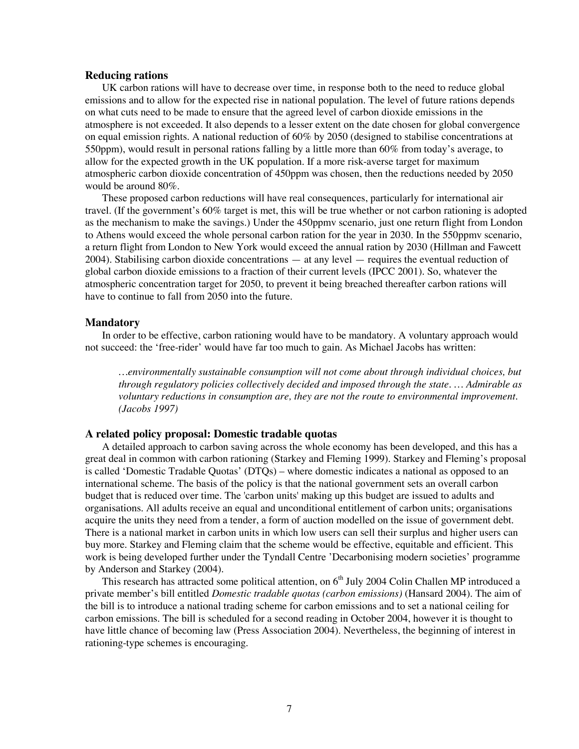### Reducing rations

UK carbon rations will have to decrease over time, in response both to the need to reduce global emissions and to allow for the expected rise in national population. The level of future rations depends on what cuts need to be made to ensure that the agreed level of carbon dioxide emissions in the atmosphere is not exceeded. It also depends to a lesser extent on the date chosen for global convergence on equal emission rights. A national reduction of 60% by 2050 (designed to stabilise concentrations at 550ppm), would result in personal rations falling by a little more than 60% from today's average, to allow for the expected growth in the UK population. If a more risk-averse target for maximum atmospheric carbon dioxide concentration of 450ppm was chosen, then the reductions needed by 2050 would be around 80%.

These proposed carbon reductions will have real consequences, particularly for international air travel. (If the government's 60% target is met, this will be true whether or not carbon rationing is adopted as the mechanism to make the savings.) Under the 450ppmv scenario, just one return flight from London to Athens would exceed the whole personal carbon ration for the year in 2030. In the 550ppmv scenario, a return flight from London to New York would exceed the annual ration by 2030 (Hillman and Fawcett 2004). Stabilising carbon dioxide concentrations — at any level — requires the eventual reduction of global carbon dioxide emissions to a fraction of their current levels (IPCC 2001). So, whatever the atmospheric concentration target for 2050, to prevent it being breached thereafter carbon rations will have to continue to fall from 2050 into the future.

### Mandatory

In order to be effective, carbon rationing would have to be mandatory. A voluntary approach would not succeed: the 'free-rider' would have far too much to gain. As Michael Jacobs has written:

> *…environmentally sustainable consumption will not come about through individual choices, but through regulatory policies collectively decided and imposed through the state. … Admirable as voluntary reductions in consumption are, they are not the route to environmental improvement. (Jacobs 1997)*

### A related policy proposal: Domestic tradable quotas

A detailed approach to carbon saving across the whole economy has been developed, and this has a great deal in common with carbon rationing (Starkey and Fleming 1999). Starkey and Fleming's proposal is called 'Domestic Tradable Quotas' (DTQs) – where domestic indicates a national as opposed to an international scheme. The basis of the policy is that the national government sets an overall carbon budget that is reduced over time. The 'carbon units' making up this budget are issued to adults and organisations. All adults receive an equal and unconditional entitlement of carbon units; organisations acquire the units they need from a tender, a form of auction modelled on the issue of government debt. There is a national market in carbon units in which low users can sell their surplus and higher users can buy more. Starkey and Fleming claim that the scheme would be effective, equitable and efficient. This work is being developed further under the Tyndall Centre 'Decarbonising modern societies' programme by Anderson and Starkey (2004).

This research has attracted some political attention, on 6th July 2004 Colin Challen MP introduced a private member's bill entitled *Domestic tradable quotas (carbon emissions)* (Hansard 2004). The aim of the bill is to introduce a national trading scheme for carbon emissions and to set a national ceiling for carbon emissions. The bill is scheduled for a second reading in October 2004, however it is thought to have little chance of becoming law (Press Association 2004). Nevertheless, the beginning of interest in rationing-type schemes is encouraging.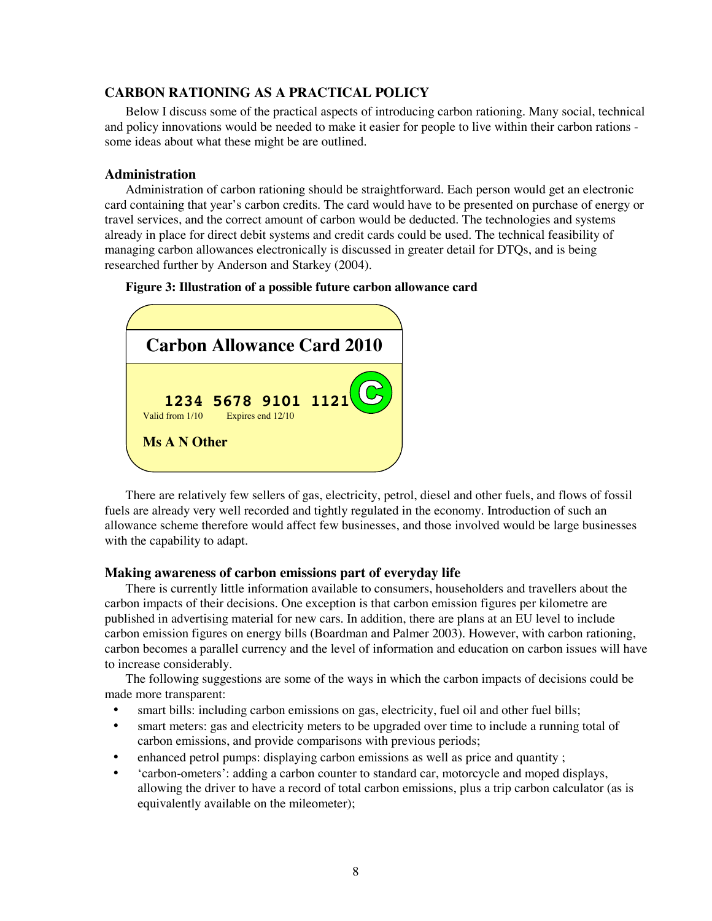## CARBON RATIONING AS A PRACTICAL POLICY

Below I discuss some of the practical aspects of introducing carbon rationing. Many social, technical and policy innovations would be needed to make it easier for people to live within their carbon rations - some ideas about what these might be are outlined.

### Administration

Administration of carbon rationing should be straightforward. Each person would get an electronic card containing that year's carbon credits. The card would have to be presented on purchase of energy or travel services, and the correct amount of carbon would be deducted. The technologies and systems already in place for direct debit systems and credit cards could be used. The technical feasibility of managing carbon allowances electronically is discussed in greater detail for DTQs, and is being researched further by Anderson and Starkey (2004).

**Figure 3: Illustration of a possible future carbon allowance card**

Carbon Allowance Card 2010

1234 5678 9101 1121

Valid from 1/10 Expires end 12/10

Ms A N Other

There are relatively few sellers of gas, electricity, petrol, diesel and other fuels, and flows of fossil fuels are already very well recorded and tightly regulated in the economy. Introduction of such an allowance scheme therefore would affect few businesses, and those involved would be large businesses with the capability to adapt.

### Making awareness of carbon emissions part of everyday life

There is currently little information available to consumers, householders and travellers about the carbon impacts of their decisions. One exception is that carbon emission figures per kilometre are published in advertising material for new cars. In addition, there are plans at an EU level to include carbon emission figures on energy bills (Boardman and Palmer 2003). However, with carbon rationing, carbon becomes a parallel currency and the level of information and education on carbon issues will have to increase considerably.

The following suggestions are some of the ways in which the carbon impacts of decisions could be made more transparent:

- smart bills: including carbon emissions on gas, electricity, fuel oil and other fuel bills;
- smart meters: gas and electricity meters to be upgraded over time to include a running total of carbon emissions, and provide comparisons with previous periods;
- enhanced petrol pumps: displaying carbon emissions as well as price and quantity ;
- 'carbon-ometers': adding a carbon counter to standard car, motorcycle and moped displays, allowing the driver to have a record of total carbon emissions, plus a trip carbon calculator (as is equivalently available on the mileometer);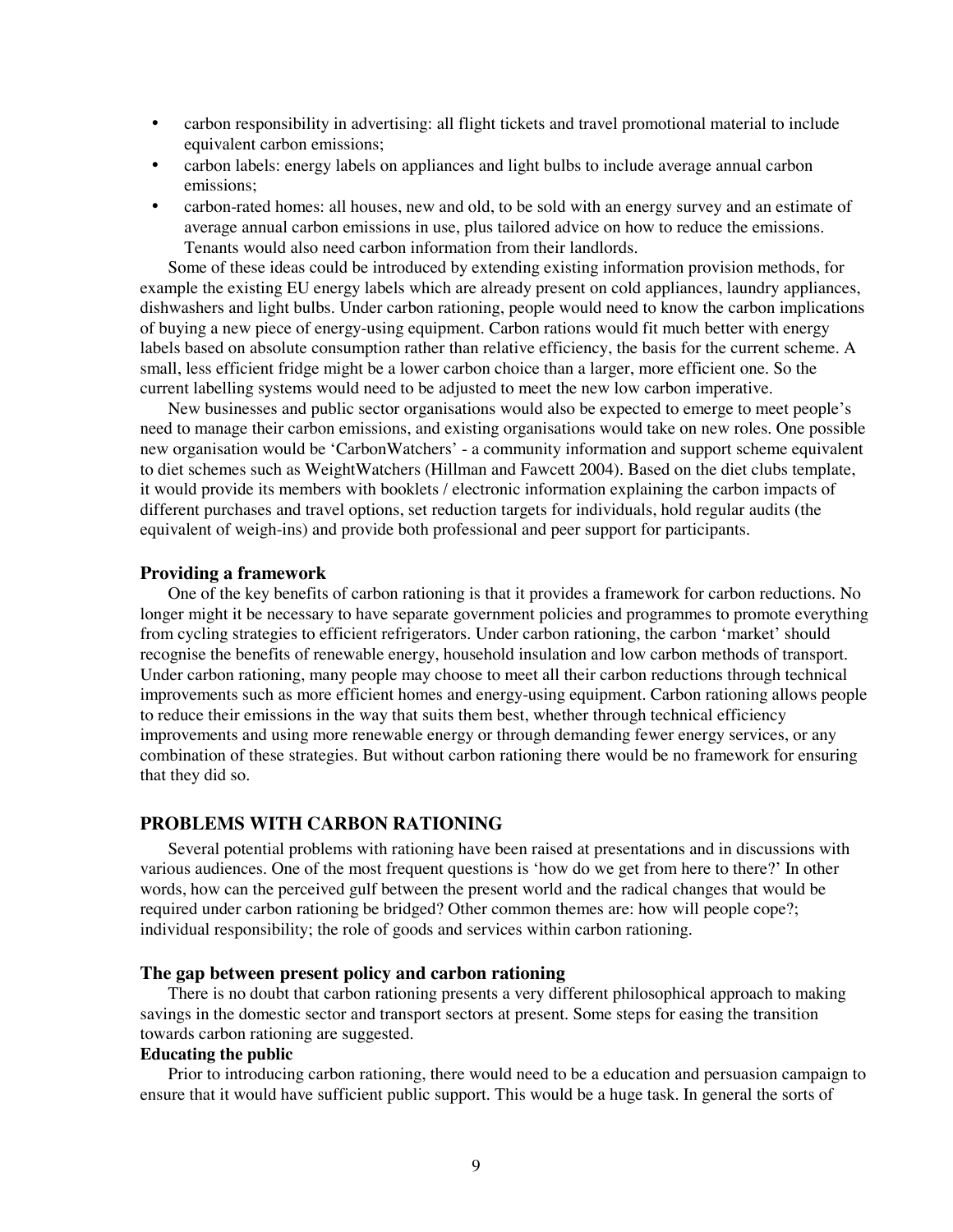- carbon responsibility in advertising: all flight tickets and travel promotional material to include equivalent carbon emissions;
- carbon labels: energy labels on appliances and light bulbs to include average annual carbon emissions;
- carbon-rated homes: all houses, new and old, to be sold with an energy survey and an estimate of average annual carbon emissions in use, plus tailored advice on how to reduce the emissions. Tenants would also need carbon information from their landlords.

Some of these ideas could be introduced by extending existing information provision methods, for example the existing EU energy labels which are already present on cold appliances, laundry appliances, dishwashers and light bulbs. Under carbon rationing, people would need to know the carbon implications of buying a new piece of energy-using equipment. Carbon rations would fit much better with energy labels based on absolute consumption rather than relative efficiency, the basis for the current scheme. A small, less efficient fridge might be a lower carbon choice than a larger, more efficient one. So the current labelling systems would need to be adjusted to meet the new low carbon imperative.

New businesses and public sector organisations would also be expected to emerge to meet people's need to manage their carbon emissions, and existing organisations would take on new roles. One possible new organisation would be 'CarbonWatchers' - a community information and support scheme equivalent to diet schemes such as WeightWatchers (Hillman and Fawcett 2004). Based on the diet clubs template, it would provide its members with booklets / electronic information explaining the carbon impacts of different purchases and travel options, set reduction targets for individuals, hold regular audits (the equivalent of weigh-ins) and provide both professional and peer support for participants.

### Providing a framework

One of the key benefits of carbon rationing is that it provides a framework for carbon reductions. No longer might it be necessary to have separate government policies and programmes to promote everything from cycling strategies to efficient refrigerators. Under carbon rationing, the carbon 'market' should recognise the benefits of renewable energy, household insulation and low carbon methods of transport. Under carbon rationing, many people may choose to meet all their carbon reductions through technical improvements such as more efficient homes and energy-using equipment. Carbon rationing allows people to reduce their emissions in the way that suits them best, whether through technical efficiency improvements and using more renewable energy or through demanding fewer energy services, or any combination of these strategies. But without carbon rationing there would be no framework for ensuring that they did so.

## PROBLEMS WITH CARBON RATIONING

Several potential problems with rationing have been raised at presentations and in discussions with various audiences. One of the most frequent questions is 'how do we get from here to there?' In other words, how can the perceived gulf between the present world and the radical changes that would be required under carbon rationing be bridged? Other common themes are: how will people cope?; individual responsibility; the role of goods and services within carbon rationing.

### The gap between present policy and carbon rationing

There is no doubt that carbon rationing presents a very different philosophical approach to making savings in the domestic sector and transport sectors at present. Some steps for easing the transition towards carbon rationing are suggested.

#### Educating the public

Prior to introducing carbon rationing, there would need to be a education and persuasion campaign to ensure that it would have sufficient public support. This would be a huge task. In general the sorts of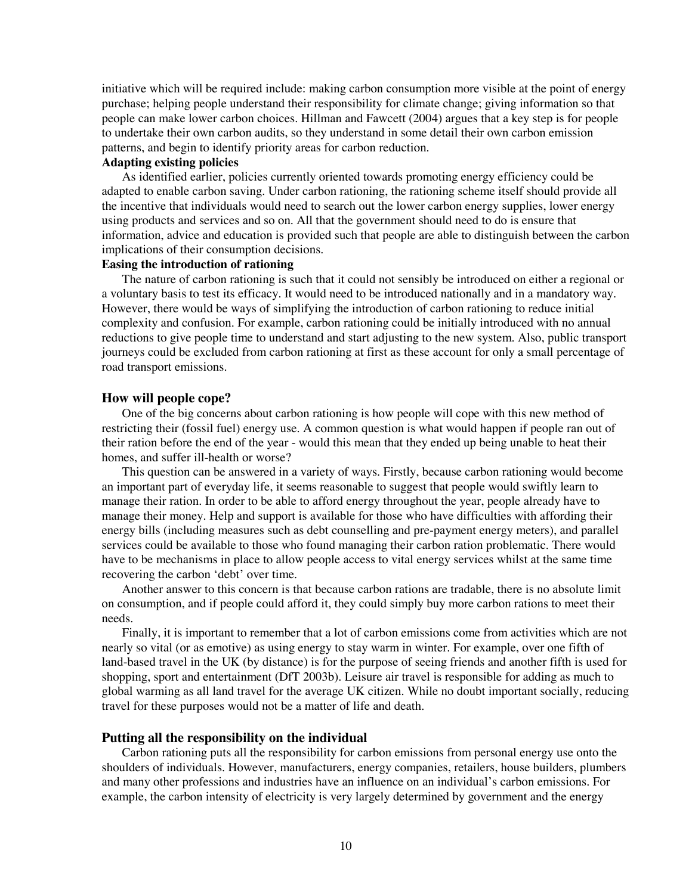initiative which will be required include: making carbon consumption more visible at the point of energy purchase; helping people understand their responsibility for climate change; giving information so that people can make lower carbon choices. Hillman and Fawcett (2004) argues that a key step is for people to undertake their own carbon audits, so they understand in some detail their own carbon emission patterns, and begin to identify priority areas for carbon reduction.

**Adapting existing policies**

As identified earlier, policies currently oriented towards promoting energy efficiency could be adapted to enable carbon saving. Under carbon rationing, the rationing scheme itself should provide all the incentive that individuals would need to search out the lower carbon energy supplies, lower energy using products and services and so on. All that the government should need to do is ensure that information, advice and education is provided such that people are able to distinguish between the carbon implications of their consumption decisions.

**Easing the introduction of rationing**

The nature of carbon rationing is such that it could not sensibly be introduced on either a regional or a voluntary basis to test its efficacy. It would need to be introduced nationally and in a mandatory way. However, there would be ways of simplifying the introduction of carbon rationing to reduce initial complexity and confusion. For example, carbon rationing could be initially introduced with no annual reductions to give people time to understand and start adjusting to the new system. Also, public transport journeys could be excluded from carbon rationing at first as these account for only a small percentage of road transport emissions.

### How will people cope?

One of the big concerns about carbon rationing is how people will cope with this new method of restricting their (fossil fuel) energy use. A common question is what would happen if people ran out of their ration before the end of the year - would this mean that they ended up being unable to heat their homes, and suffer ill-health or worse?

This question can be answered in a variety of ways. Firstly, because carbon rationing would become an important part of everyday life, it seems reasonable to suggest that people would swiftly learn to manage their ration. In order to be able to afford energy throughout the year, people already have to manage their money. Help and support is available for those who have difficulties with affording their energy bills (including measures such as debt counselling and pre-payment energy meters), and parallel services could be available to those who found managing their carbon ration problematic. There would have to be mechanisms in place to allow people access to vital energy services whilst at the same time recovering the carbon 'debt' over time.

Another answer to this concern is that because carbon rations are tradable, there is no absolute limit on consumption, and if people could afford it, they could simply buy more carbon rations to meet their needs.

Finally, it is important to remember that a lot of carbon emissions come from activities which are not nearly so vital (or as emotive) as using energy to stay warm in winter. For example, over one fifth of land-based travel in the UK (by distance) is for the purpose of seeing friends and another fifth is used for shopping, sport and entertainment (DfT 2003b). Leisure air travel is responsible for adding as much to global warming as all land travel for the average UK citizen. While no doubt important socially, reducing travel for these purposes would not be a matter of life and death.

### Putting all the responsibility on the individual

Carbon rationing puts all the responsibility for carbon emissions from personal energy use onto the shoulders of individuals. However, manufacturers, energy companies, retailers, house builders, plumbers and many other professions and industries have an influence on an individual's carbon emissions. For example, the carbon intensity of electricity is very largely determined by government and the energy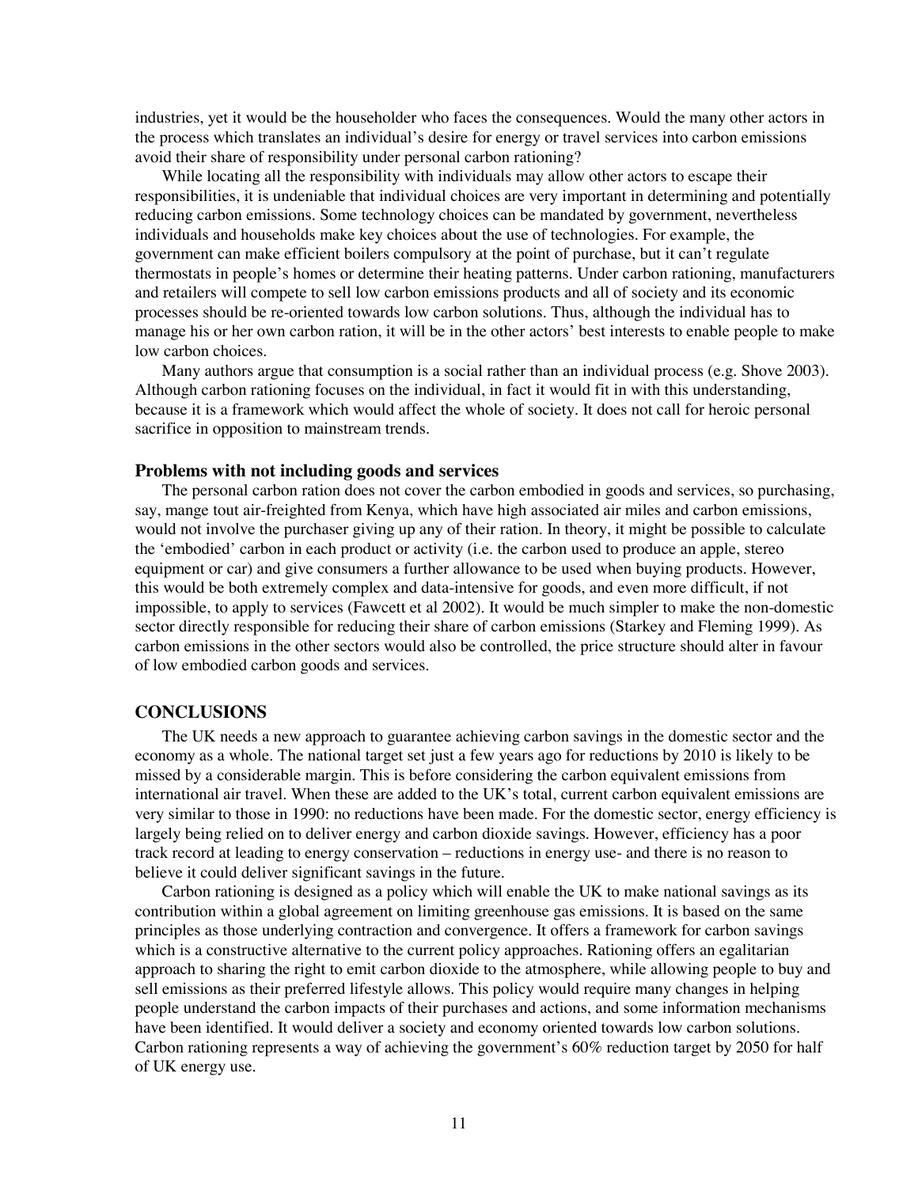industries, yet it would be the householder who faces the consequences. Would the many other actors in the process which translates an individual's desire for energy or travel services into carbon emissions avoid their share of responsibility under personal carbon rationing?

While locating all the responsibility with individuals may allow other actors to escape their responsibilities, it is undeniable that individual choices are very important in determining and potentially reducing carbon emissions. Some technology choices can be mandated by government, nevertheless individuals and households make key choices about the use of technologies. For example, the government can make efficient boilers compulsory at the point of purchase, but it can't regulate thermostats in people's homes or determine their heating patterns. Under carbon rationing, manufacturers and retailers will compete to sell low carbon emissions products and all of society and its economic processes should be re-oriented towards low carbon solutions. Thus, although the individual has to manage his or her own carbon ration, it will be in the other actors' best interests to enable people to make low carbon choices.

Many authors argue that consumption is a social rather than an individual process (e.g. Shove 2003). Although carbon rationing focuses on the individual, in fact it would fit in with this understanding, because it is a framework which would affect the whole of society. It does not call for heroic personal sacrifice in opposition to mainstream trends.

### Problems with not including goods and services

The personal carbon ration does not cover the carbon embodied in goods and services, so purchasing, say, mange tout air-freighted from Kenya, which have high associated air miles and carbon emissions, would not involve the purchaser giving up any of their ration. In theory, it might be possible to calculate the 'embodied' carbon in each product or activity (i.e. the carbon used to produce an apple, stereo equipment or car) and give consumers a further allowance to be used when buying products. However, this would be both extremely complex and data-intensive for goods, and even more difficult, if not impossible, to apply to services (Fawcett et al 2002). It would be much simpler to make the non-domestic sector directly responsible for reducing their share of carbon emissions (Starkey and Fleming 1999). As carbon emissions in the other sectors would also be controlled, the price structure should alter in favour of low embodied carbon goods and services.

## CONCLUSIONS

The UK needs a new approach to guarantee achieving carbon savings in the domestic sector and the economy as a whole. The national target set just a few years ago for reductions by 2010 is likely to be missed by a considerable margin. This is before considering the carbon equivalent emissions from international air travel. When these are added to the UK's total, current carbon equivalent emissions are very similar to those in 1990: no reductions have been made. For the domestic sector, energy efficiency is largely being relied on to deliver energy and carbon dioxide savings. However, efficiency has a poor track record at leading to energy conservation – reductions in energy use- and there is no reason to believe it could deliver significant savings in the future.

Carbon rationing is designed as a policy which will enable the UK to make national savings as its contribution within a global agreement on limiting greenhouse gas emissions. It is based on the same principles as those underlying contraction and convergence. It offers a framework for carbon savings which is a constructive alternative to the current policy approaches. Rationing offers an egalitarian approach to sharing the right to emit carbon dioxide to the atmosphere, while allowing people to buy and sell emissions as their preferred lifestyle allows. This policy would require many changes in helping people understand the carbon impacts of their purchases and actions, and some information mechanisms have been identified. It would deliver a society and economy oriented towards low carbon solutions. Carbon rationing represents a way of achieving the government's 60% reduction target by 2050 for half of UK energy use.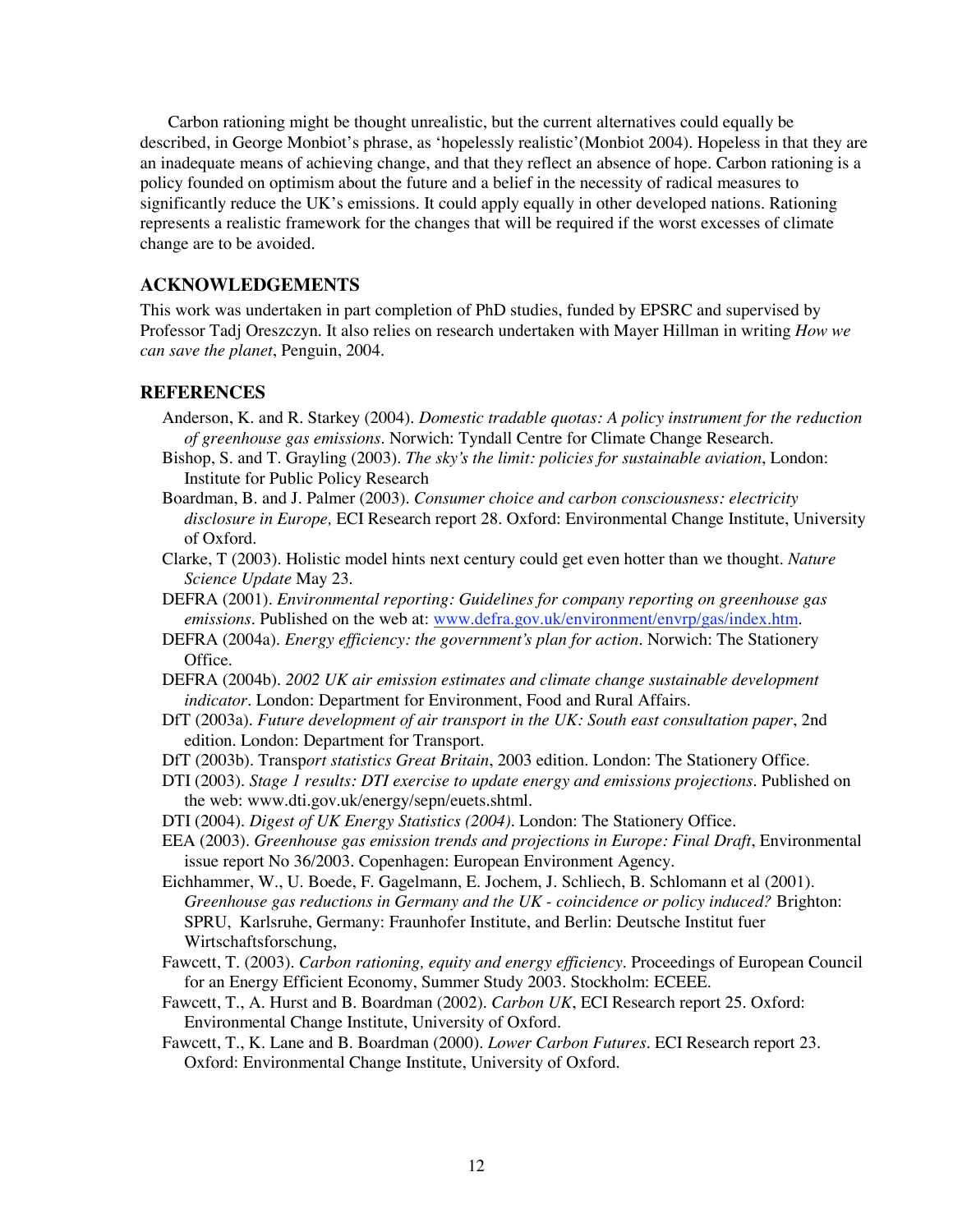Carbon rationing might be thought unrealistic, but the current alternatives could equally be described, in George Monbiot's phrase, as 'hopelessly realistic'(Monbiot 2004). Hopeless in that they are an inadequate means of achieving change, and that they reflect an absence of hope. Carbon rationing is a policy founded on optimism about the future and a belief in the necessity of radical measures to significantly reduce the UK's emissions. It could apply equally in other developed nations. Rationing represents a realistic framework for the changes that will be required if the worst excesses of climate change are to be avoided.

## ACKNOWLEDGEMENTS

This work was undertaken in part completion of PhD studies, funded by EPSRC and supervised by Professor Tadj Oreszczyn. It also relies on research undertaken with Mayer Hillman in writing *How we can save the planet*, Penguin, 2004.

## REFERENCES

Anderson, K. and R. Starkey (2004). *Domestic tradable quotas: A policy instrument for the reduction of greenhouse gas emissions*. Norwich: Tyndall Centre for Climate Change Research.

Bishop, S. and T. Grayling (2003). *The sky's the limit: policies for sustainable aviation*, London: Institute for Public Policy Research

Boardman, B. and J. Palmer (2003). *Consumer choice and carbon consciousness: electricity disclosure in Europe,* ECI Research report 28. Oxford: Environmental Change Institute, University of Oxford.

Clarke, T (2003). Holistic model hints next century could get even hotter than we thought. *Nature Science Update* May 23.

DEFRA (2001). *Environmental reporting: Guidelines for company reporting on greenhouse gas emissions*. Published on the web at: www.defra.gov.uk/environment/envrp/gas/index.htm.

DEFRA (2004a). *Energy efficiency: the government's plan for action*. Norwich: The Stationery Office.

DEFRA (2004b). *2002 UK air emission estimates and climate change sustainable development indicator*. London: Department for Environment, Food and Rural Affairs.

DfT (2003a). *Future development of air transport in the UK: South east consultation paper*, 2nd edition. London: Department for Transport.

DfT (2003b). Transp*ort statistics Great Britain*, 2003 edition. London: The Stationery Office.

DTI (2003). *Stage 1 results: DTI exercise to update energy and emissions projections*. Published on the web: www.dti.gov.uk/energy/sepn/euets.shtml.

DTI (2004). *Digest of UK Energy Statistics (2004)*. London: The Stationery Office.

EEA (2003). *Greenhouse gas emission trends and projections in Europe: Final Draft*, Environmental issue report No 36/2003. Copenhagen: European Environment Agency.

Eichhammer, W., U. Boede, F. Gagelmann, E. Jochem, J. Schliech, B. Schlomann et al (2001). *Greenhouse gas reductions in Germany and the UK - coincidence or policy induced?* Brighton: SPRU, Karlsruhe, Germany: Fraunhofer Institute, and Berlin: Deutsche Institut fuer Wirtschaftsforschung,

Fawcett, T. (2003). *Carbon rationing, equity and energy efficiency*. Proceedings of European Council for an Energy Efficient Economy, Summer Study 2003. Stockholm: ECEEE.

Fawcett, T., A. Hurst and B. Boardman (2002). *Carbon UK*, ECI Research report 25. Oxford: Environmental Change Institute, University of Oxford.

Fawcett, T., K. Lane and B. Boardman (2000). *Lower Carbon Futures*. ECI Research report 23. Oxford: Environmental Change Institute, University of Oxford.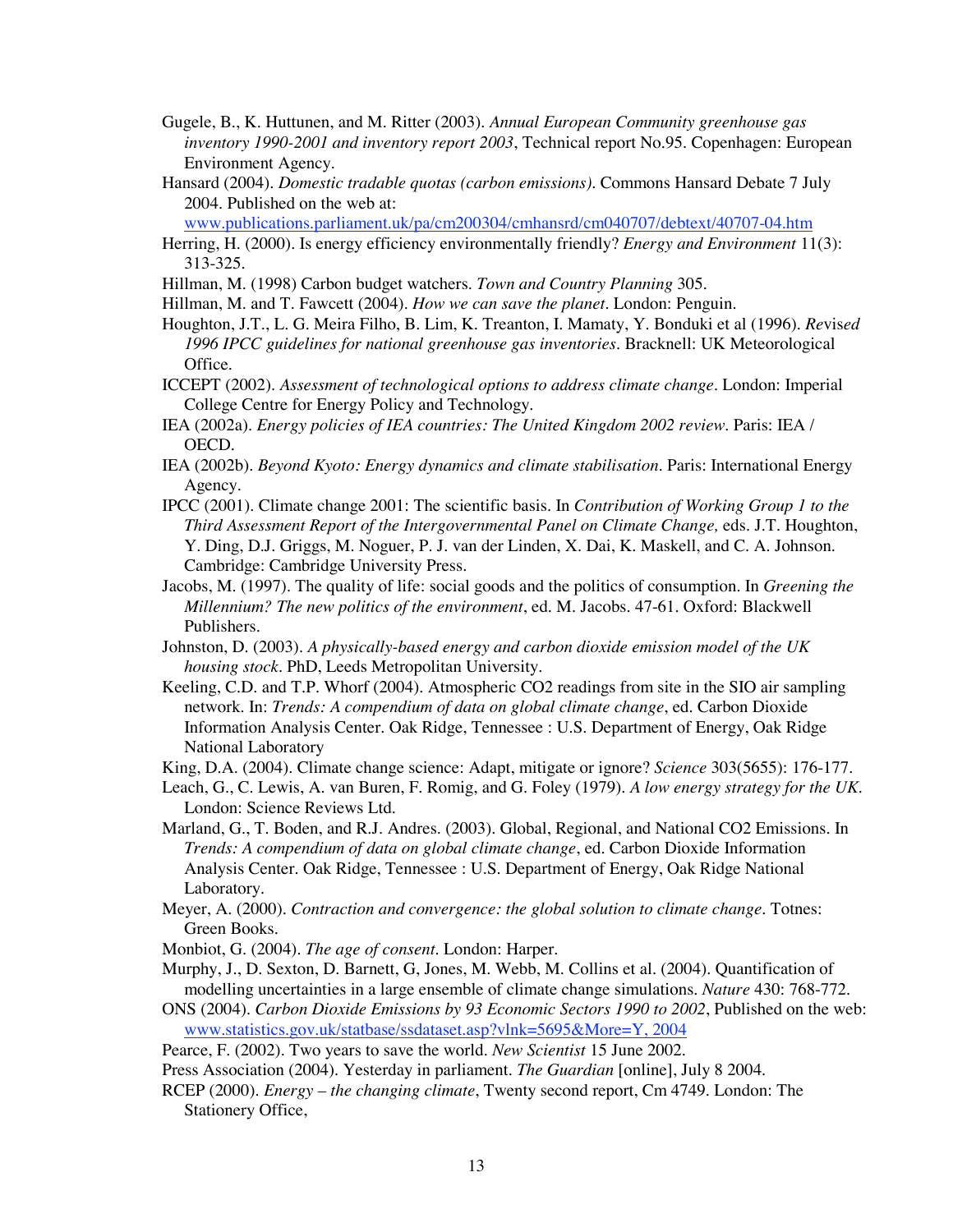Gugele, B., K. Huttunen, and M. Ritter (2003). *Annual European Community greenhouse gas inventory 1990-2001 and inventory report 2003*, Technical report No.95. Copenhagen: European Environment Agency.

Hansard (2004). *Domestic tradable quotas (carbon emissions)*. Commons Hansard Debate 7 July 2004. Published on the web at: www.publications.parliament.uk/pa/cm200304/cmhansrd/cm040707/debtext/40707-04.htm

Herring, H. (2000). Is energy efficiency environmentally friendly? *Energy and Environment* 11(3): 313-325.

Hillman, M. (1998) Carbon budget watchers. *Town and Country Planning* 305.

Hillman, M. and T. Fawcett (2004). *How we can save the planet*. London: Penguin.

Houghton, J.T., L. G. Meira Filho, B. Lim, K. Treanton, I. Mamaty, Y. Bonduki et al (1996). *Revised 1996 IPCC guidelines for national greenhouse gas inventories*. Bracknell: UK Meteorological Office.

ICCEPT (2002). *Assessment of technological options to address climate change*. London: Imperial College Centre for Energy Policy and Technology.

IEA (2002a). *Energy policies of IEA countries: The United Kingdom 2002 review*. Paris: IEA / OECD.

IEA (2002b). *Beyond Kyoto: Energy dynamics and climate stabilisation*. Paris: International Energy Agency.

IPCC (2001). Climate change 2001: The scientific basis. In *Contribution of Working Group 1 to the Third Assessment Report of the Intergovernmental Panel on Climate Change,* eds. J.T. Houghton, Y. Ding, D.J. Griggs, M. Noguer, P. J. van der Linden, X. Dai, K. Maskell, and C. A. Johnson. Cambridge: Cambridge University Press.

Jacobs, M. (1997). The quality of life: social goods and the politics of consumption. In *Greening the Millennium? The new politics of the environment*, ed. M. Jacobs. 47-61. Oxford: Blackwell Publishers.

Johnston, D. (2003). *A physically-based energy and carbon dioxide emission model of the UK housing stock*. PhD, Leeds Metropolitan University.

Keeling, C.D. and T.P. Whorf (2004). Atmospheric CO2 readings from site in the SIO air sampling network. In: *Trends: A compendium of data on global climate change*, ed. Carbon Dioxide Information Analysis Center. Oak Ridge, Tennessee : U.S. Department of Energy, Oak Ridge National Laboratory

King, D.A. (2004). Climate change science: Adapt, mitigate or ignore? *Science* 303(5655): 176-177.

Leach, G., C. Lewis, A. van Buren, F. Romig, and G. Foley (1979). *A low energy strategy for the UK*. London: Science Reviews Ltd.

Marland, G., T. Boden, and R.J. Andres. (2003). Global, Regional, and National CO2 Emissions. In *Trends: A compendium of data on global climate change*, ed. Carbon Dioxide Information Analysis Center. Oak Ridge, Tennessee : U.S. Department of Energy, Oak Ridge National Laboratory.

Meyer, A. (2000). *Contraction and convergence: the global solution to climate change*. Totnes: Green Books.

Monbiot, G. (2004). *The age of consent*. London: Harper.

Murphy, J., D. Sexton, D. Barnett, G, Jones, M. Webb, M. Collins et al. (2004). Quantification of modelling uncertainties in a large ensemble of climate change simulations. *Nature* 430: 768-772.

ONS (2004). *Carbon Dioxide Emissions by 93 Economic Sectors 1990 to 2002*, Published on the web: www.statistics.gov.uk/statbase/ssdataset.asp?vlnk=5695&More=Y, 2004

Pearce, F. (2002). Two years to save the world. *New Scientist* 15 June 2002.

Press Association (2004). Yesterday in parliament. *The Guardian* [online], July 8 2004.

RCEP (2000). *Energy – the changing climate*, Twenty second report, Cm 4749. London: The Stationery Office,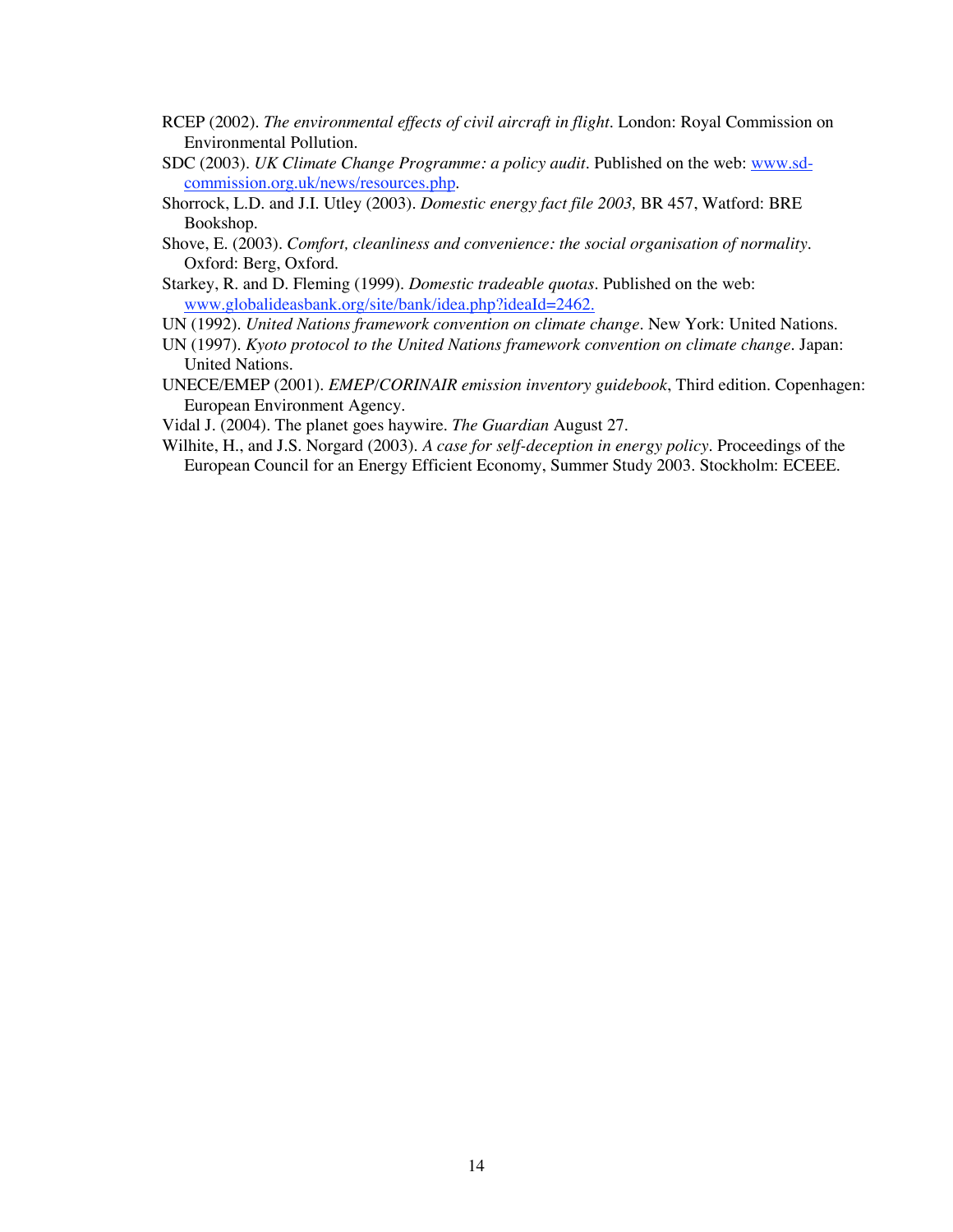RCEP (2002). *The environmental effects of civil aircraft in flight*. London: Royal Commission on Environmental Pollution.

SDC (2003). *UK Climate Change Programme: a policy audit*. Published on the web: www.sd-commission.org.uk/news/resources.php.

Shorrock, L.D. and J.I. Utley (2003). *Domestic energy fact file 2003,* BR 457, Watford: BRE Bookshop.

Shove, E. (2003). *Comfort, cleanliness and convenience: the social organisation of normality*. Oxford: Berg, Oxford.

Starkey, R. and D. Fleming (1999). *Domestic tradeable quotas*. Published on the web: www.globalideasbank.org/site/bank/idea.php?ideaId=2462.

UN (1992). *United Nations framework convention on climate change*. New York: United Nations.

UN (1997). *Kyoto protocol to the United Nations framework convention on climate change*. Japan: United Nations.

UNECE/EMEP (2001). *EMEP/CORINAIR emission inventory guidebook*, Third edition. Copenhagen: European Environment Agency.

Vidal J. (2004). The planet goes haywire. *The Guardian* August 27.

Wilhite, H., and J.S. Norgard (2003). *A case for self-deception in energy policy*. Proceedings of the European Council for an Energy Efficient Economy, Summer Study 2003. Stockholm: ECEEE.